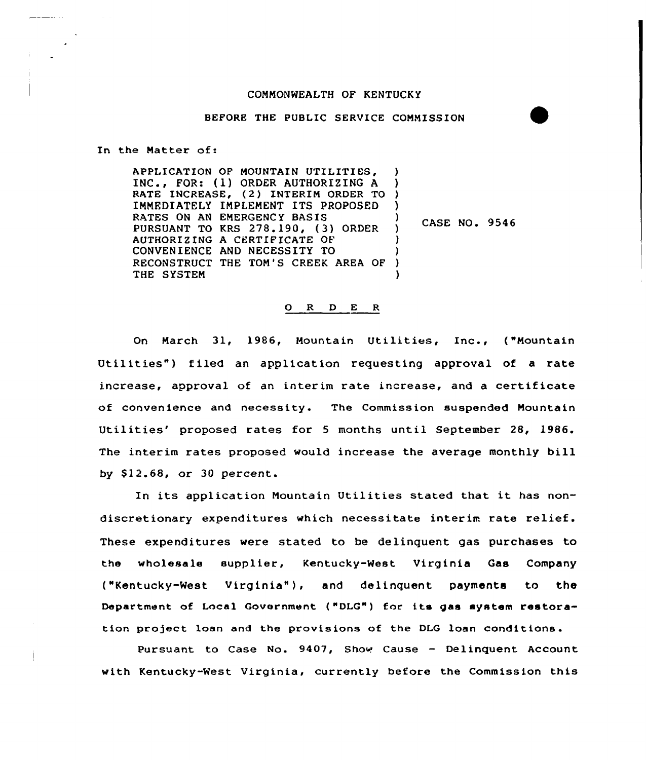COMMONWEALTH OF KENTUCKY

BEFORE THE PUBLIC SERVICE COMMISSION

In the Matter of:

| | | |
|---|---|---|
| APPLICATION OF MOUNTAIN UTILITIES, INC., FOR: (1) ORDER AUTHORIZING A RATE INCREASE, (2) INTERIM ORDER TO IMMEDIATELY IMPLEMENT ITS PROPOSED RATES ON AN EMERGENCY BASIS PURSUANT TO KRS 278.190, (3) ORDER AUTHORIZING A CERTIFICATE OF CONVENIENCE AND NECESSITY TO RECONSTRUCT THE TOM'S CREEK AREA OF THE SYSTEM | ) | CASE NO. 9546 |

## O R D E R

On March 31, 1986, Mountain Utilities, Inc., ("Mountain Utilities") filed an application requesting approval of a rate increase, approval of an interim rate increase, and a certificate of convenience and necessity. The Commission suspended Mountain Utilities' proposed rates for 5 months until September 28, 1986. The interim rates proposed would increase the average monthly bill by $12.68, or 30 percent.

In its application Mountain Utilities stated that it has non-discretionary expenditures which necessitate interim rate relief. These expenditures were stated to be delinquent gas purchases to the wholesale supplier, Kentucky-West Virginia Gas Company ("Kentucky-West Virginia"), and delinquent payments to the Department of Local Government ("DLG") for its gas system restoration project loan and the provisions of the DLG loan conditions.

Pursuant to Case No. 9407, Show Cause - Delinquent Account with Kentucky-West Virginia, currently before the Commission this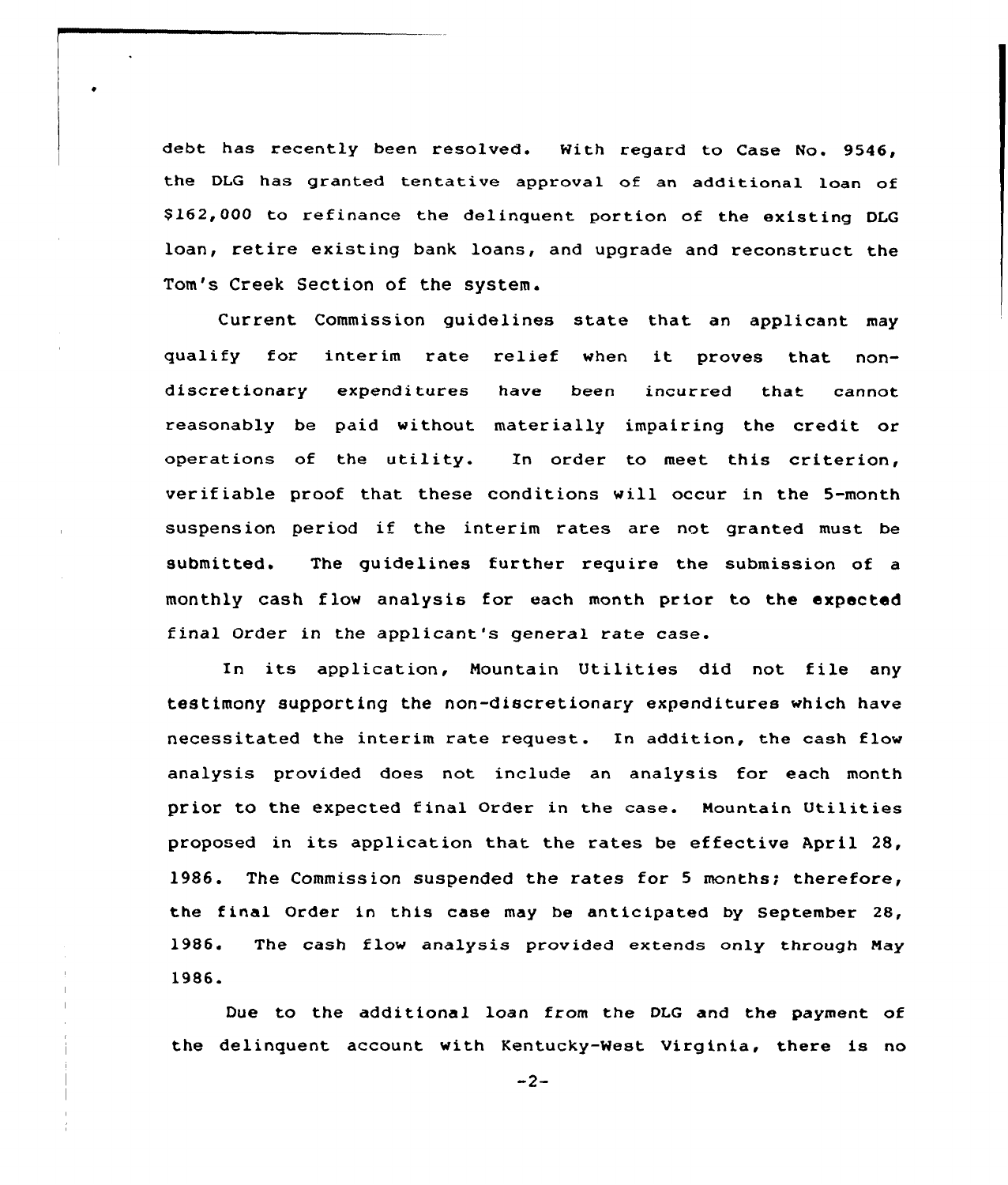debt has recently been resolved. With regard to Case No. 9546, the DLG has granted tentative approval of an additional loan of $162,000 to refinance the delinquent portion of the existing DLG loan, retire existing bank loans, and upgrade and reconstruct the Tom's Creek Section of the system.

Current Commission guidelines state that an applicant may qualify for interim rate relief when it proves that non-discretionary expenditures have been incurred that cannot reasonably be paid without materially impairing the credit or operations of the utility. In order to meet this criterion, verifiable proof that these conditions will occur in the 5-month suspension period if the interim rates are not granted must be submitted. The guidelines further require the submission of a monthly cash flow analysis for each month prior to the expected final Order in the applicant's general rate case.

In its application, Mountain Utilities did not file any testimony supporting the non-discretionary expenditures which have necessitated the interim rate request. In addition, the cash flow analysis provided does not include an analysis for each month prior to the expected final Order in the case. Mountain Utilities proposed in its application that the rates be effective April 28, 1986. The Commission suspended the rates for 5 months; therefore, the final Order in this case may be anticipated by September 28, 1986. The cash flow analysis provided extends only through May 1986.

Due to the additional loan from the DLG and the payment of the delinquent account with Kentucky-West Virginia, there is no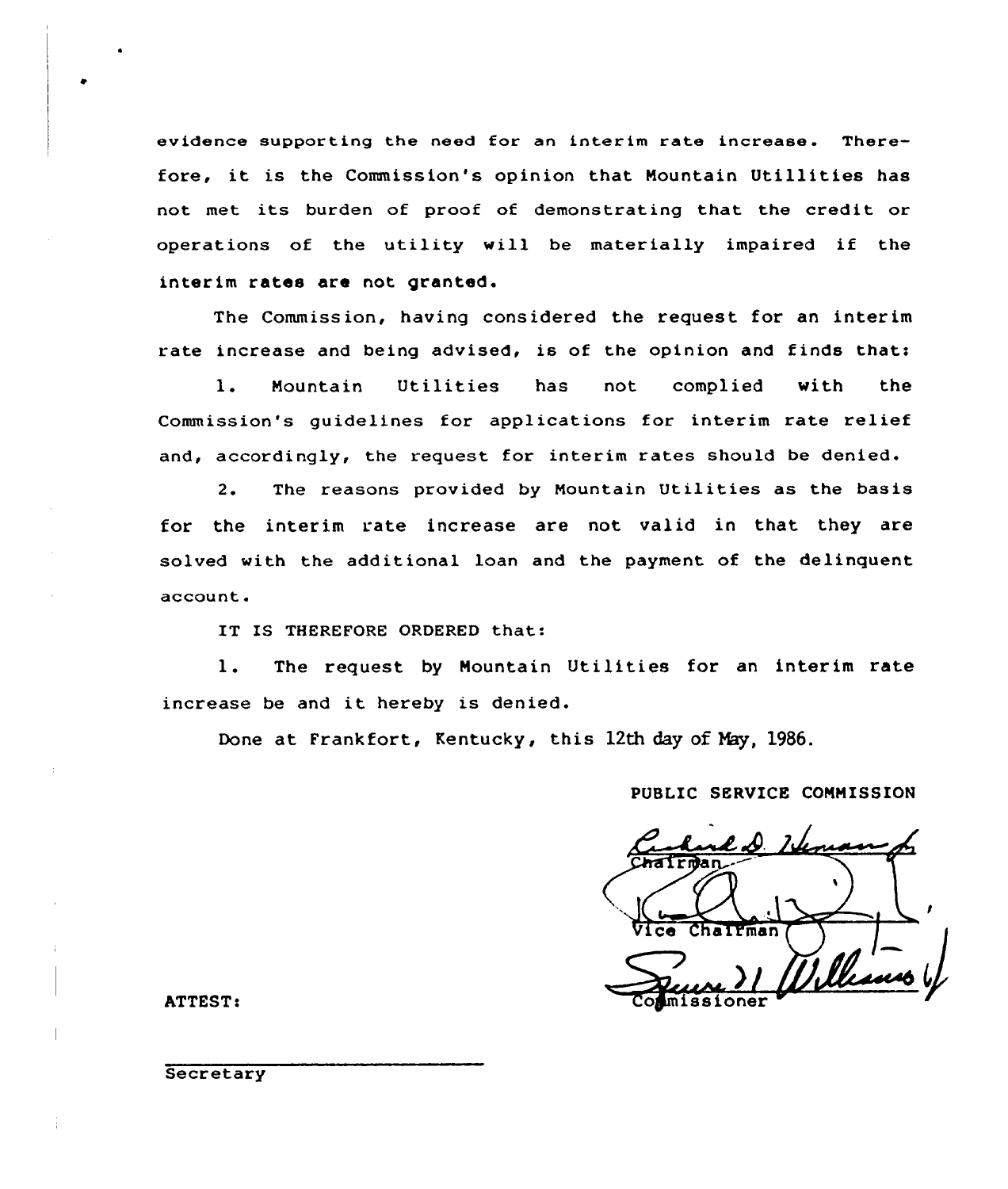evidence supporting the need for an interim rate increase. Therefore, it is the Commission's opinion that Mountain Utillities has not met its burden of proof of demonstrating that the credit or operations of the utility will be materially impaired if the interim rates are not granted.

The Commission, having considered the request for an interim rate increase and being advised, is of the opinion and finds that:

1. Mountain Utilities has not complied with the Commission's guidelines for applications for interim rate relief and, accordingly, the request for interim rates should be denied.

2. The reasons provided by Mountain Utilities as the basis for the interim rate increase are not valid in that they are solved with the additional loan and the payment of the delinquent account.

IT IS THEREFORE ORDERED that:

1. The request by Mountain Utilities for an interim rate increase be and it hereby is denied.

Done at Frankfort, Kentucky, this 12th day of May, 1986.

PUBLIC SERVICE COMMISSION

Chairman

Vice Chairman

Commissioner

ATTEST:

Secretary